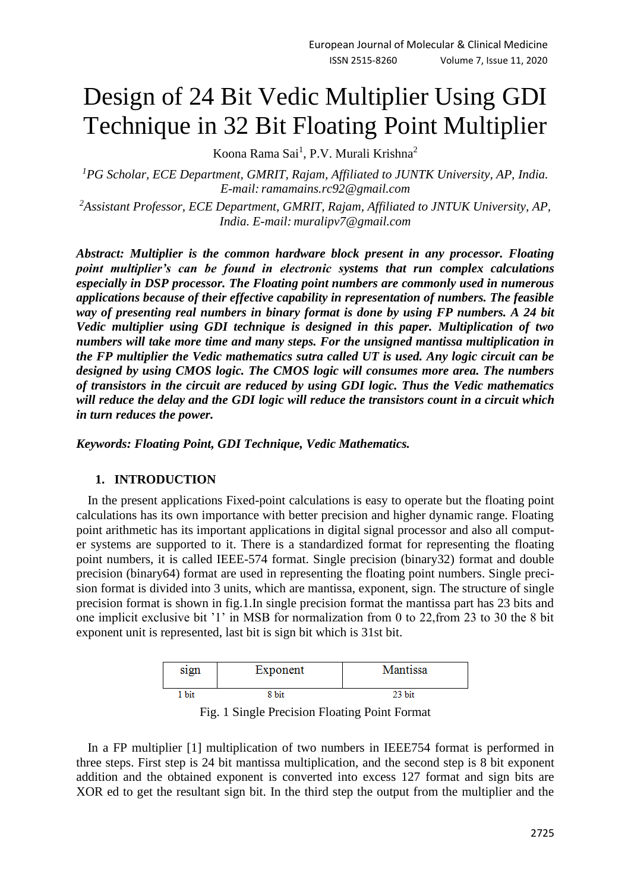# Design of 24 Bit Vedic Multiplier Using GDI Technique in 32 Bit Floating Point Multiplier

Koona Rama Sai[1], P.V. Murali Krishna[2]

[1]*PG Scholar, ECE Department, GMRIT, Rajam, Affiliated to JUNTK University, AP, India. E-mail: ramamains.rc92@gmail.com*

[2]*Assistant Professor, ECE Department, GMRIT, Rajam, Affiliated to JNTUK University, AP, India. E-mail: muralipv7@gmail.com*

***Abstract: Multiplier is the common hardware block present in any processor. Floating point multiplier's can be found in electronic systems that run complex calculations especially in DSP processor. The Floating point numbers are commonly used in numerous applications because of their effective capability in representation of numbers. The feasible way of presenting real numbers in binary format is done by using FP numbers. A 24 bit Vedic multiplier using GDI technique is designed in this paper. Multiplication of two numbers will take more time and many steps. For the unsigned mantissa multiplication in the FP multiplier the Vedic mathematics sutra called UT is used. Any logic circuit can be designed by using CMOS logic. The CMOS logic will consumes more area. The numbers of transistors in the circuit are reduced by using GDI logic. Thus the Vedic mathematics will reduce the delay and the GDI logic will reduce the transistors count in a circuit which in turn reduces the power.***

***Keywords: Floating Point, GDI Technique, Vedic Mathematics.***

## 1. INTRODUCTION

In the present applications Fixed-point calculations is easy to operate but the floating point calculations has its own importance with better precision and higher dynamic range. Floating point arithmetic has its important applications in digital signal processor and also all computer systems are supported to it. There is a standardized format for representing the floating point numbers, it is called IEEE-574 format. Single precision (binary32) format and double precision (binary64) format are used in representing the floating point numbers. Single precision format is divided into 3 units, which are mantissa, exponent, sign. The structure of single precision format is shown in fig.1.In single precision format the mantissa part has 23 bits and one implicit exclusive bit '1' in MSB for normalization from 0 to 22,from 23 to 30 the 8 bit exponent unit is represented, last bit is sign bit which is 31st bit.

| sign | Exponent | Mantissa |
|---|---|---|
| 1 bit | 8 bit | 23 bit |

Fig. 1 Single Precision Floating Point Format

In a FP multiplier [1] multiplication of two numbers in IEEE754 format is performed in three steps. First step is 24 bit mantissa multiplication, and the second step is 8 bit exponent addition and the obtained exponent is converted into excess 127 format and sign bits are XOR ed to get the resultant sign bit. In the third step the output from the multiplier and the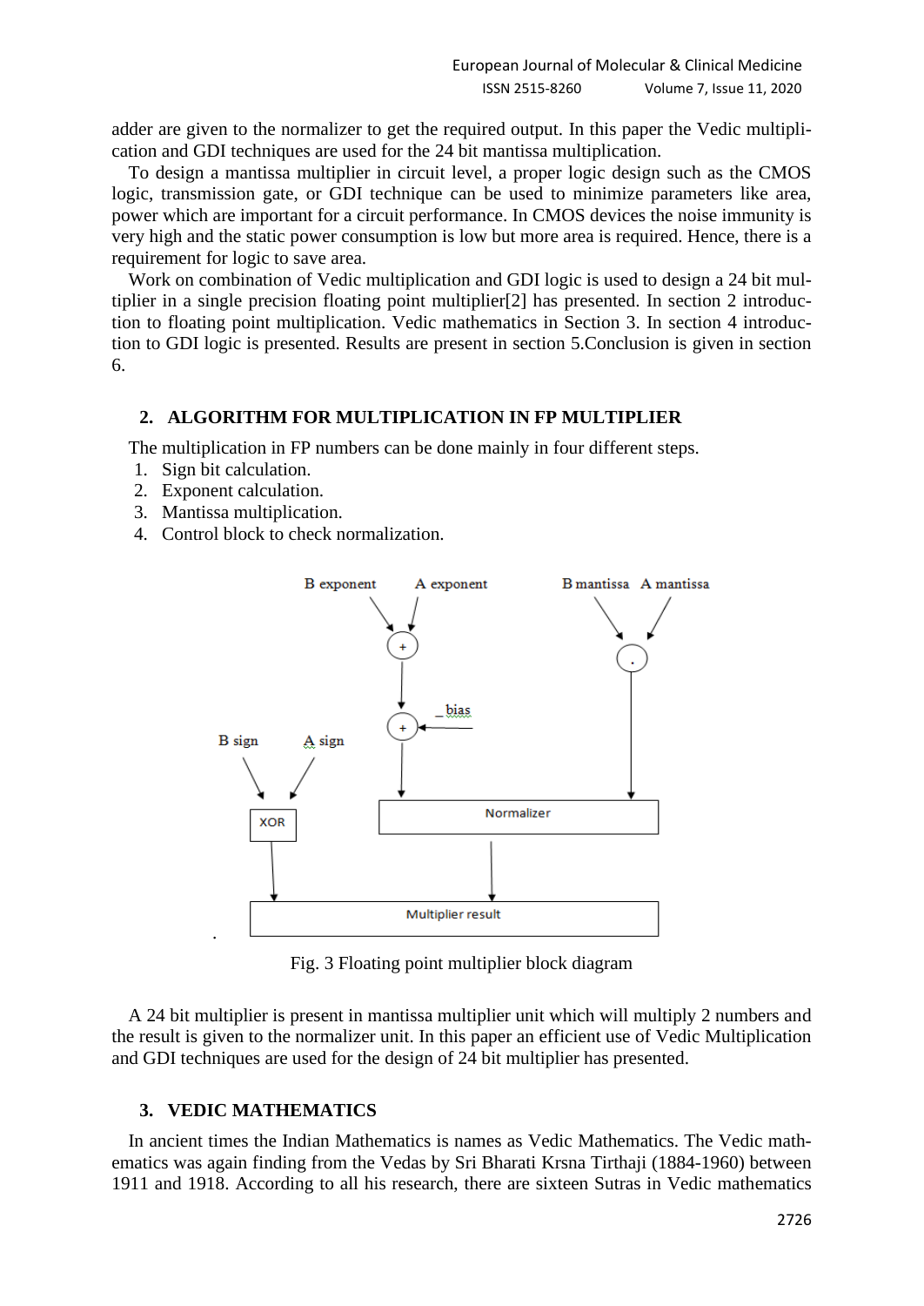adder are given to the normalizer to get the required output. In this paper the Vedic multiplication and GDI techniques are used for the 24 bit mantissa multiplication.

To design a mantissa multiplier in circuit level, a proper logic design such as the CMOS logic, transmission gate, or GDI technique can be used to minimize parameters like area, power which are important for a circuit performance. In CMOS devices the noise immunity is very high and the static power consumption is low but more area is required. Hence, there is a requirement for logic to save area.

Work on combination of Vedic multiplication and GDI logic is used to design a 24 bit multiplier in a single precision floating point multiplier[2] has presented. In section 2 introduction to floating point multiplication. Vedic mathematics in Section 3. In section 4 introduction to GDI logic is presented. Results are present in section 5.Conclusion is given in section 6.

## 2. ALGORITHM FOR MULTIPLICATION IN FP MULTIPLIER

The multiplication in FP numbers can be done mainly in four different steps.

1. Sign bit calculation.
2. Exponent calculation.
3. Mantissa multiplication.
4. Control block to check normalization.

Fig. 3 Floating point multiplier block diagram

A 24 bit multiplier is present in mantissa multiplier unit which will multiply 2 numbers and the result is given to the normalizer unit. In this paper an efficient use of Vedic Multiplication and GDI techniques are used for the design of 24 bit multiplier has presented.

## 3. VEDIC MATHEMATICS

In ancient times the Indian Mathematics is names as Vedic Mathematics. The Vedic mathematics was again finding from the Vedas by Sri Bharati Krsna Tirthaji (1884-1960) between 1911 and 1918. According to all his research, there are sixteen Sutras in Vedic mathematics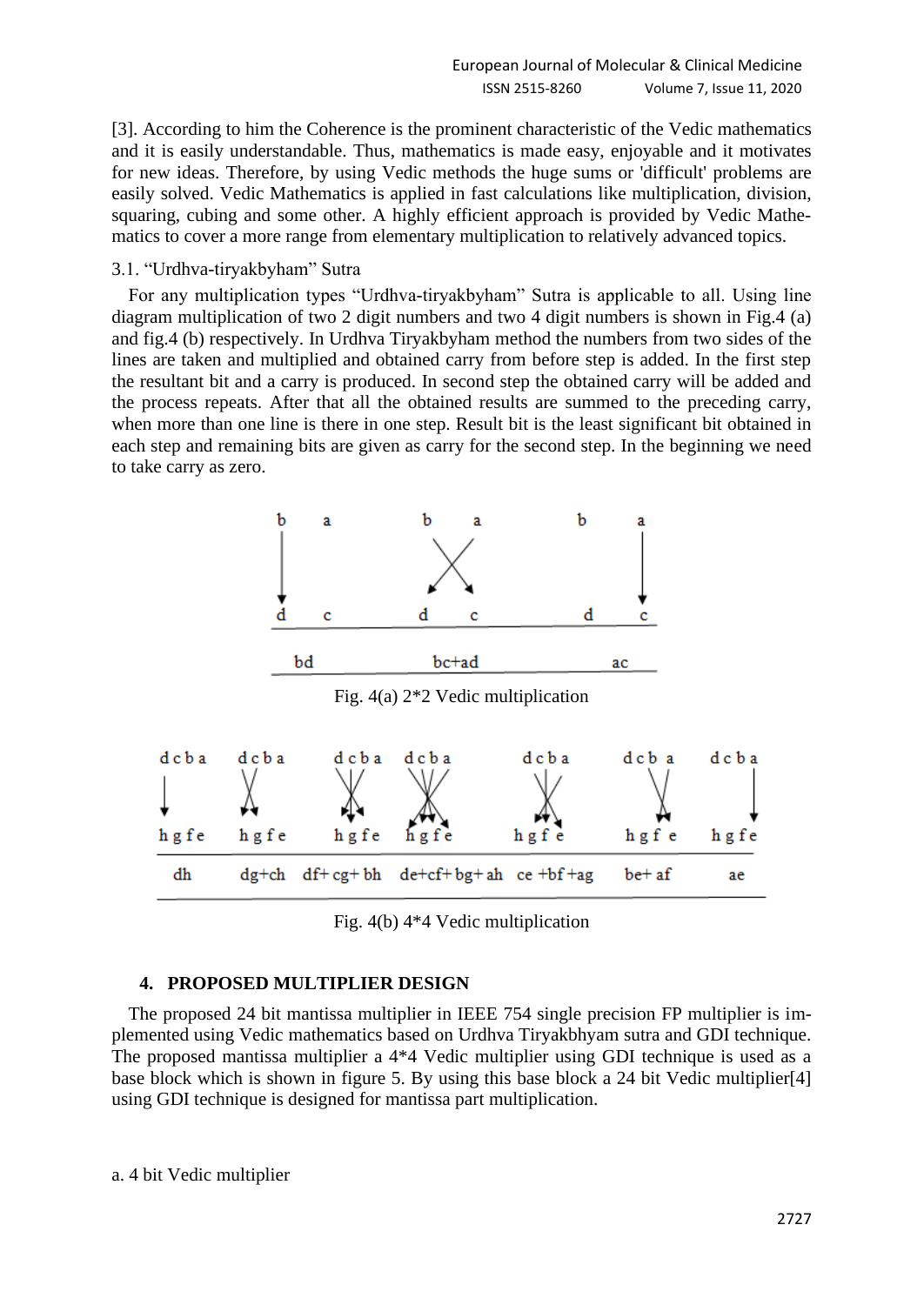[3]. According to him the Coherence is the prominent characteristic of the Vedic mathematics and it is easily understandable. Thus, mathematics is made easy, enjoyable and it motivates for new ideas. Therefore, by using Vedic methods the huge sums or 'difficult' problems are easily solved. Vedic Mathematics is applied in fast calculations like multiplication, division, squaring, cubing and some other. A highly efficient approach is provided by Vedic Mathematics to cover a more range from elementary multiplication to relatively advanced topics.

### 3.1. "Urdhva-tiryakbyham" Sutra

For any multiplication types "Urdhva-tiryakbyham" Sutra is applicable to all. Using line diagram multiplication of two 2 digit numbers and two 4 digit numbers is shown in Fig.4 (a) and fig.4 (b) respectively. In Urdhva Tiryakbyham method the numbers from two sides of the lines are taken and multiplied and obtained carry from before step is added. In the first step the resultant bit and a carry is produced. In second step the obtained carry will be added and the process repeats. After that all the obtained results are summed to the preceding carry, when more than one line is there in one step. Result bit is the least significant bit obtained in each step and remaining bits are given as carry for the second step. In the beginning we need to take carry as zero.

| b a / d c | b a / d c | b a / d c |
|---|---|---|
| bd | bc+ad | ac |

Fig. 4(a) 2*2 Vedic multiplication

| d c b a / h g f e | d c b a / h g f e | d c b a / h g f e | d c b a / h g f e | d c b a / h g f e | d c b a / h g f e | d c b a / h g f e |
|---|---|---|---|---|---|---|
| dh | dg+ch | df+ cg+ bh | de+cf+ bg+ ah | ce +bf +ag | be+ af | ae |

Fig. 4(b) 4*4 Vedic multiplication

## 4. PROPOSED MULTIPLIER DESIGN

The proposed 24 bit mantissa multiplier in IEEE 754 single precision FP multiplier is implemented using Vedic mathematics based on Urdhva Tiryakbhyam sutra and GDI technique. The proposed mantissa multiplier a 4*4 Vedic multiplier using GDI technique is used as a base block which is shown in figure 5. By using this base block a 24 bit Vedic multiplier[4] using GDI technique is designed for mantissa part multiplication.

a. 4 bit Vedic multiplier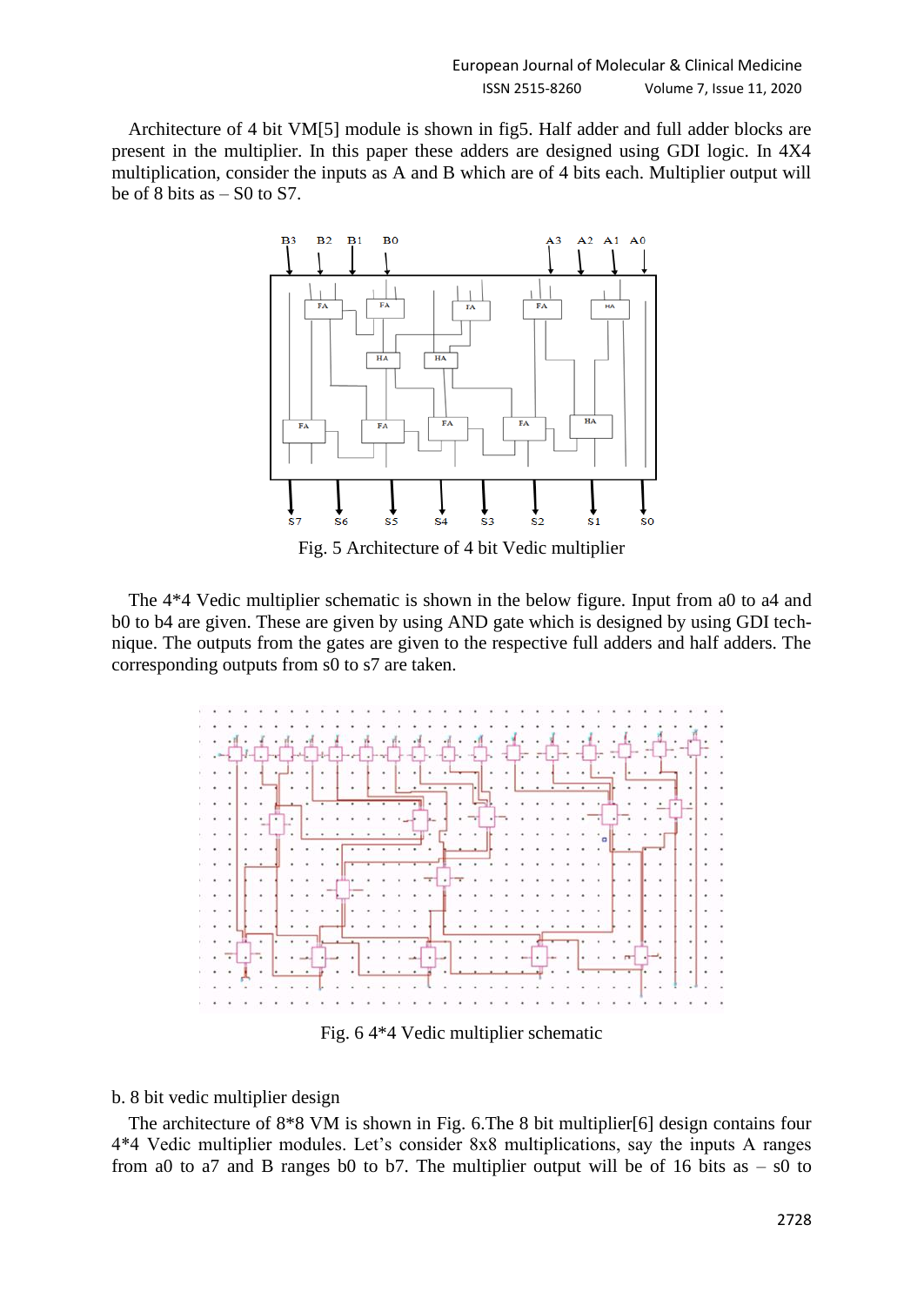Architecture of 4 bit VM[5] module is shown in fig5. Half adder and full adder blocks are present in the multiplier. In this paper these adders are designed using GDI logic. In 4X4 multiplication, consider the inputs as A and B which are of 4 bits each. Multiplier output will be of 8 bits as – S0 to S7.

Fig. 5 Architecture of 4 bit Vedic multiplier

The 4*4 Vedic multiplier schematic is shown in the below figure. Input from a0 to a4 and b0 to b4 are given. These are given by using AND gate which is designed by using GDI technique. The outputs from the gates are given to the respective full adders and half adders. The corresponding outputs from s0 to s7 are taken.

Fig. 6 4*4 Vedic multiplier schematic

b. 8 bit vedic multiplier design

The architecture of 8*8 VM is shown in Fig. 6.The 8 bit multiplier[6] design contains four 4*4 Vedic multiplier modules. Let's consider 8x8 multiplications, say the inputs A ranges from a0 to a7 and B ranges b0 to b7. The multiplier output will be of 16 bits as – s0 to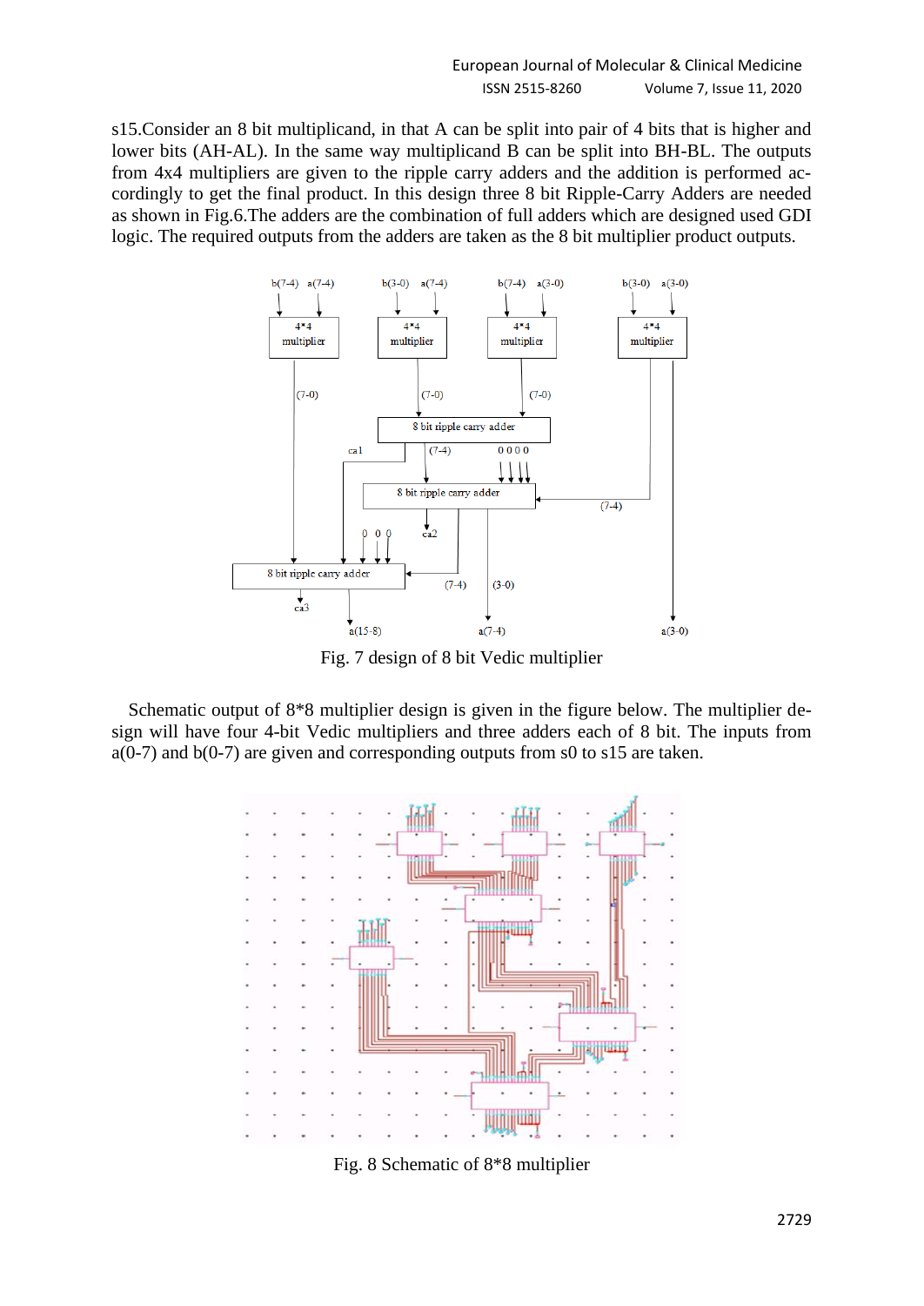s15.Consider an 8 bit multiplicand, in that A can be split into pair of 4 bits that is higher and lower bits (AH-AL). In the same way multiplicand B can be split into BH-BL. The outputs from 4x4 multipliers are given to the ripple carry adders and the addition is performed accordingly to get the final product. In this design three 8 bit Ripple-Carry Adders are needed as shown in Fig.6.The adders are the combination of full adders which are designed used GDI logic. The required outputs from the adders are taken as the 8 bit multiplier product outputs.

Fig. 7 design of 8 bit Vedic multiplier

Schematic output of 8*8 multiplier design is given in the figure below. The multiplier design will have four 4-bit Vedic multipliers and three adders each of 8 bit. The inputs from a(0-7) and b(0-7) are given and corresponding outputs from s0 to s15 are taken.

Fig. 8 Schematic of 8*8 multiplier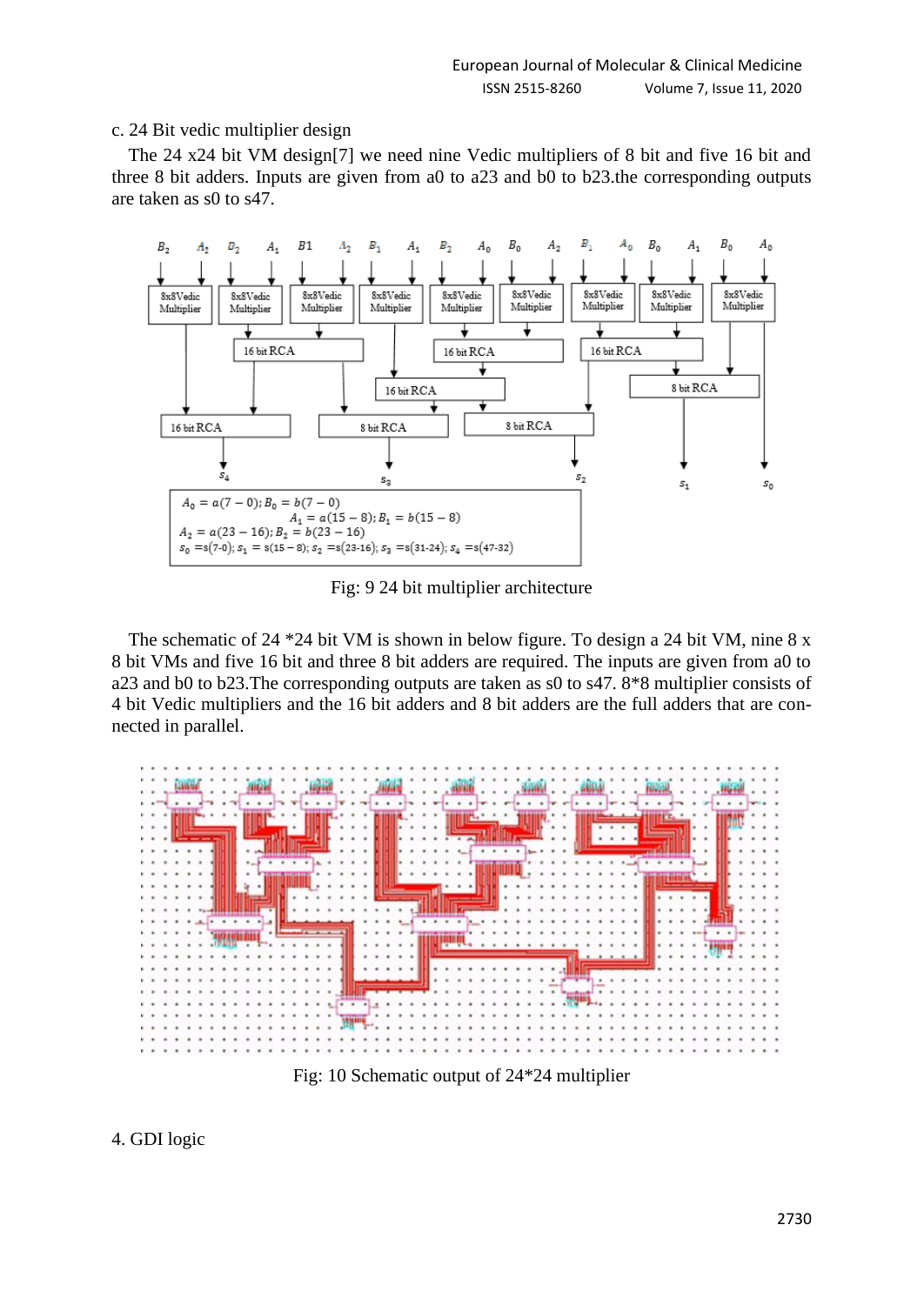c. 24 Bit vedic multiplier design

The 24 x24 bit VM design[7] we need nine Vedic multipliers of 8 bit and five 16 bit and three 8 bit adders. Inputs are given from a0 to a23 and b0 to b23.the corresponding outputs are taken as s0 to s47.

Fig: 9 24 bit multiplier architecture

The schematic of 24 *24 bit VM is shown in below figure. To design a 24 bit VM, nine 8 x 8 bit VMs and five 16 bit and three 8 bit adders are required. The inputs are given from a0 to a23 and b0 to b23.The corresponding outputs are taken as s0 to s47. 8*8 multiplier consists of 4 bit Vedic multipliers and the 16 bit adders and 8 bit adders are the full adders that are connected in parallel.

Fig: 10 Schematic output of 24*24 multiplier

4. GDI logic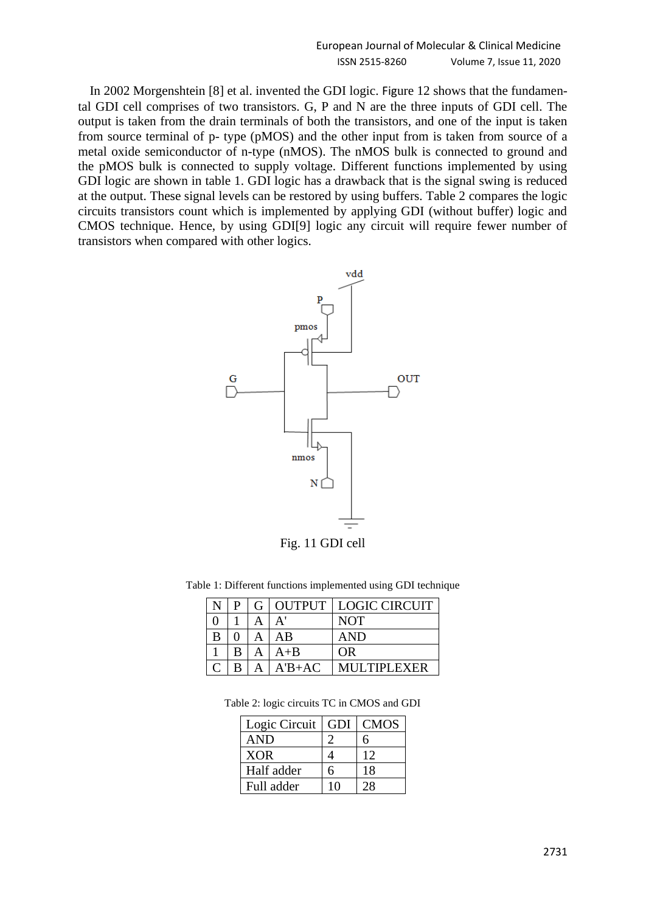In 2002 Morgenshtein [8] et al. invented the GDI logic. Figure 12 shows that the fundamental GDI cell comprises of two transistors. G, P and N are the three inputs of GDI cell. The output is taken from the drain terminals of both the transistors, and one of the input is taken from source terminal of p- type (pMOS) and the other input from is taken from source of a metal oxide semiconductor of n-type (nMOS). The nMOS bulk is connected to ground and the pMOS bulk is connected to supply voltage. Different functions implemented by using GDI logic are shown in table 1. GDI logic has a drawback that is the signal swing is reduced at the output. These signal levels can be restored by using buffers. Table 2 compares the logic circuits transistors count which is implemented by applying GDI (without buffer) logic and CMOS technique. Hence, by using GDI[9] logic any circuit will require fewer number of transistors when compared with other logics.

Fig. 11 GDI cell

Table 1: Different functions implemented using GDI technique

| N | P | G | OUTPUT | LOGIC CIRCUIT |
|---|---|---|---|---|
| 0 | 1 | A | A' | NOT |
| B | 0 | A | AB | AND |
| 1 | B | A | A+B | OR |
| C | B | A | A'B+AC | MULTIPLEXER |

Table 2: logic circuits TC in CMOS and GDI

| Logic Circuit | GDI | CMOS |
|---|---|---|
| AND | 2 | 6 |
| XOR | 4 | 12 |
| Half adder | 6 | 18 |
| Full adder | 10 | 28 |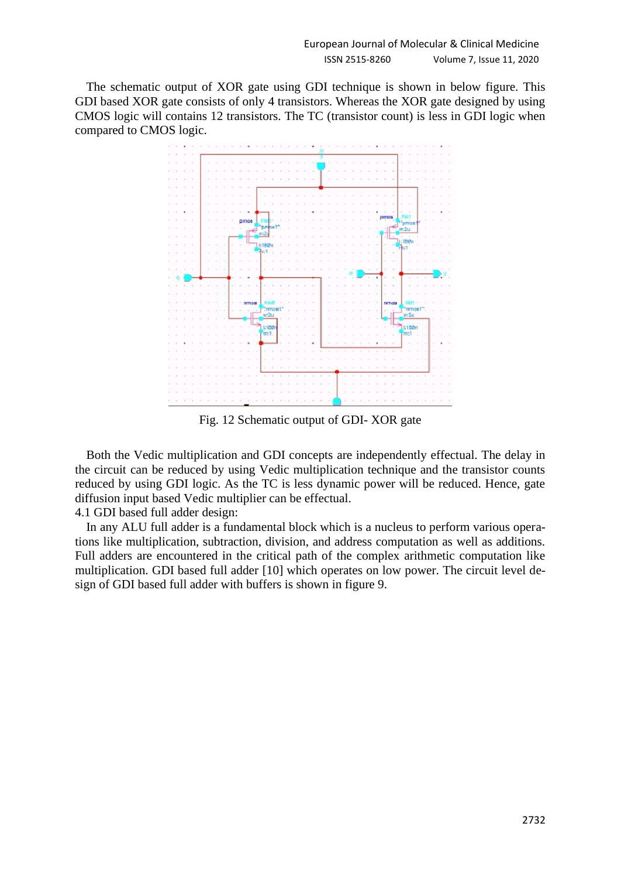The schematic output of XOR gate using GDI technique is shown in below figure. This GDI based XOR gate consists of only 4 transistors. Whereas the XOR gate designed by using CMOS logic will contains 12 transistors. The TC (transistor count) is less in GDI logic when compared to CMOS logic.

Fig. 12 Schematic output of GDI- XOR gate

Both the Vedic multiplication and GDI concepts are independently effectual. The delay in the circuit can be reduced by using Vedic multiplication technique and the transistor counts reduced by using GDI logic. As the TC is less dynamic power will be reduced. Hence, gate diffusion input based Vedic multiplier can be effectual.

4.1 GDI based full adder design:

In any ALU full adder is a fundamental block which is a nucleus to perform various operations like multiplication, subtraction, division, and address computation as well as additions. Full adders are encountered in the critical path of the complex arithmetic computation like multiplication. GDI based full adder [10] which operates on low power. The circuit level design of GDI based full adder with buffers is shown in figure 9.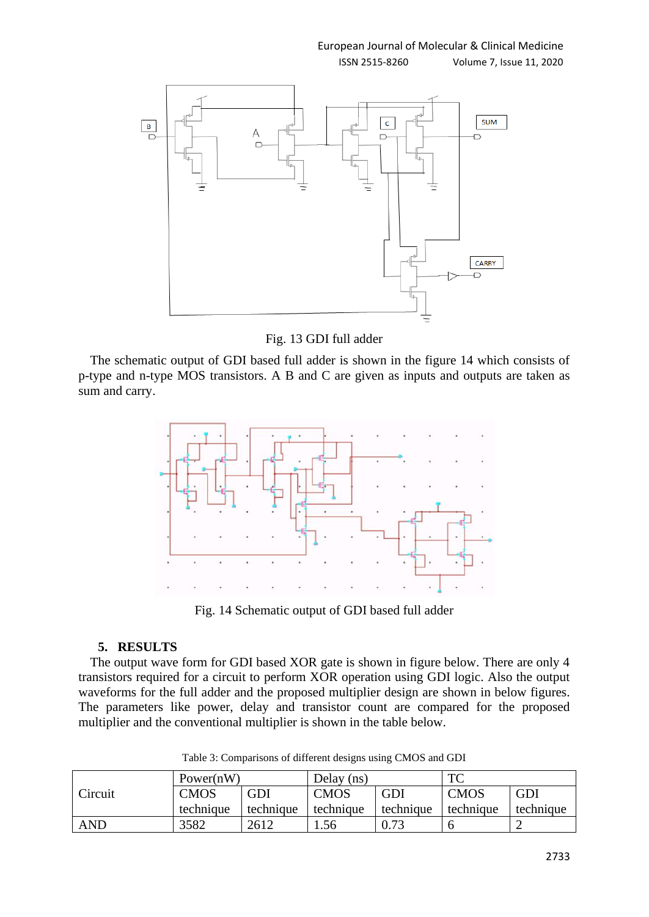Fig. 13 GDI full adder

The schematic output of GDI based full adder is shown in the figure 14 which consists of p-type and n-type MOS transistors. A B and C are given as inputs and outputs are taken as sum and carry.

Fig. 14 Schematic output of GDI based full adder

## 5. RESULTS

The output wave form for GDI based XOR gate is shown in figure below. There are only 4 transistors required for a circuit to perform XOR operation using GDI logic. Also the output waveforms for the full adder and the proposed multiplier design are shown in below figures. The parameters like power, delay and transistor count are compared for the proposed multiplier and the conventional multiplier is shown in the table below.

Table 3: Comparisons of different designs using CMOS and GDI

| Circuit | Power(nW) | | Delay (ns) | | TC | |
|---|---|---|---|---|---|---|
| | CMOS technique | GDI technique | CMOS technique | GDI technique | CMOS technique | GDI technique |
| AND | 3582 | 2612 | 1.56 | 0.73 | 6 | 2 |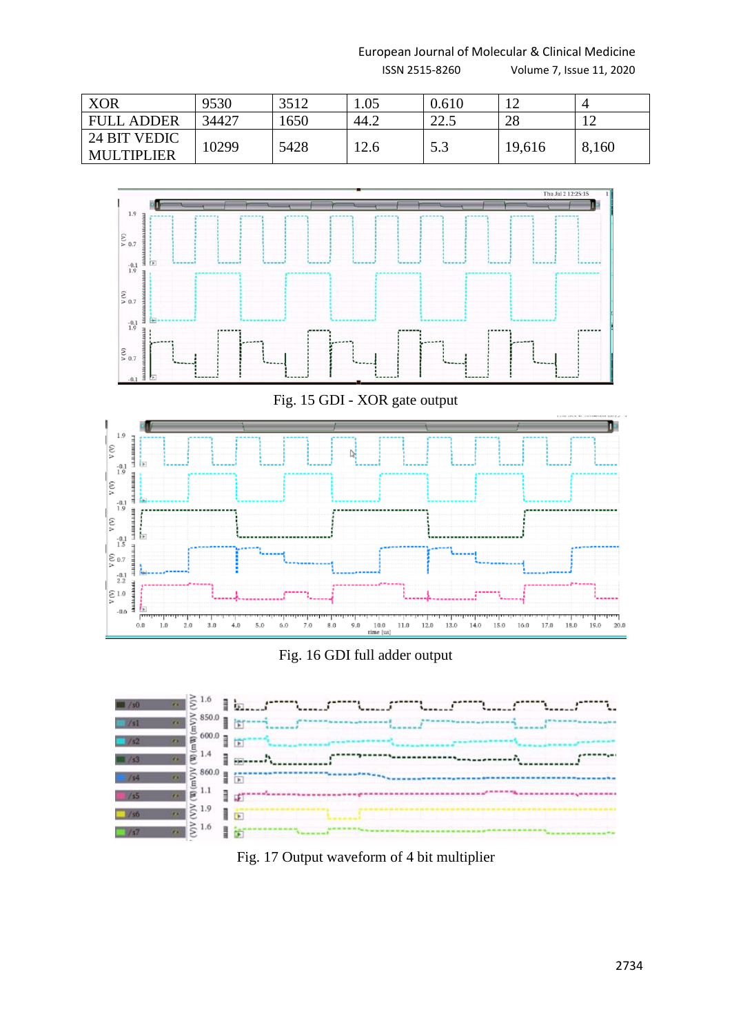| XOR | 9530 | 3512 | 1.05 | 0.610 | 12 | 4 |
|---|---|---|---|---|---|---|
| FULL ADDER | 34427 | 1650 | 44.2 | 22.5 | 28 | 12 |
| 24 BIT VEDIC MULTIPLIER | 10299 | 5428 | 12.6 | 5.3 | 19,616 | 8,160 |

Fig. 15 GDI - XOR gate output

Fig. 16 GDI full adder output

Fig. 17 Output waveform of 4 bit multiplier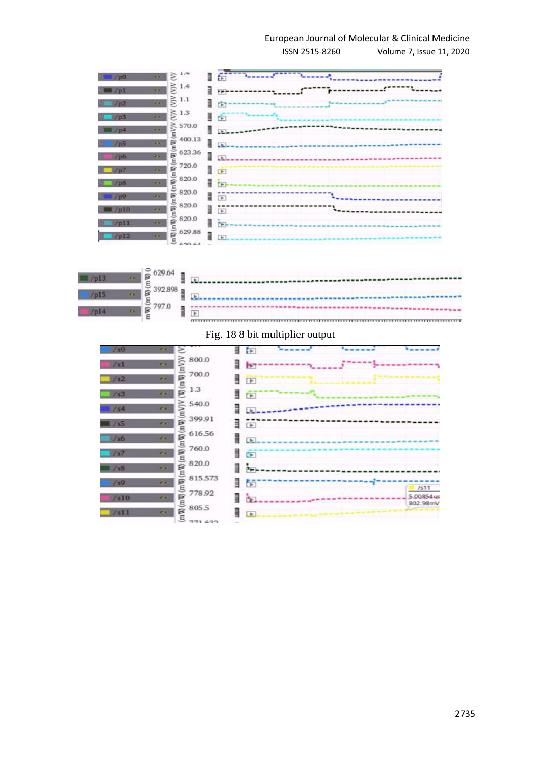Fig. 18 8 bit multiplier output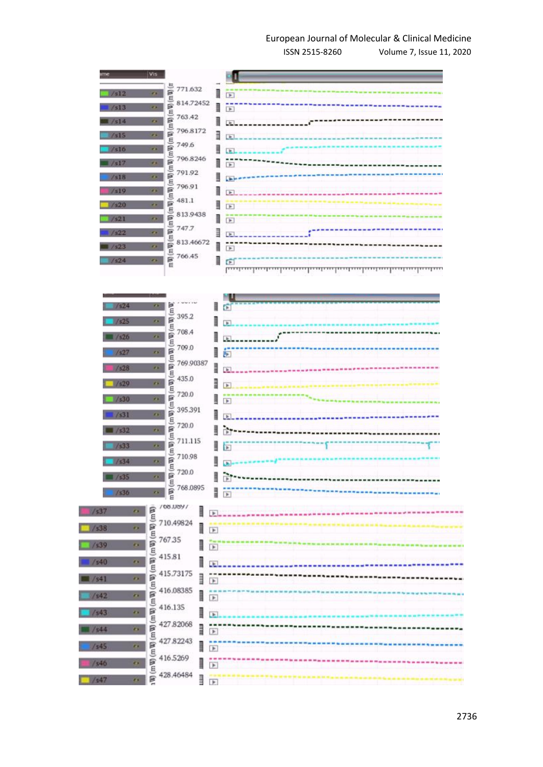| Signal | Value (mW) |
|---|---|
| /s12 | 771.632 |
| /s13 | 814.72452 |
| /s14 | 763.42 |
| /s15 | 796.8172 |
| /s16 | 749.6 |
| /s17 | 796.8246 |
| /s18 | 791.92 |
| /s19 | 796.91 |
| /s20 | 481.1 |
| /s21 | 813.9438 |
| /s22 | 747.7 |
| /s23 | 813.46672 |
| /s24 | 766.45 |

| Signal | Value (mW) |
|---|---|
| /s24 | |
| /s25 | 395.2 |
| /s26 | 708.4 |
| /s27 | 709.0 |
| /s28 | 769.90387 |
| /s29 | 435.0 |
| /s30 | 720.0 |
| /s31 | 395.391 |
| /s32 | 720.0 |
| /s33 | 711.115 |
| /s34 | 710.98 |
| /s35 | 720.0 |
| /s36 | 768.0895 |

| Signal | Value (mW) |
|---|---|
| /s37 | 768.0897 |
| /s38 | 710.49824 |
| /s39 | 767.35 |
| /s40 | 415.81 |
| /s41 | 415.73175 |
| /s42 | 416.08385 |
| /s43 | 416.135 |
| /s44 | 427.82068 |
| /s45 | 427.82243 |
| /s46 | 416.5269 |
| /s47 | 428.46484 |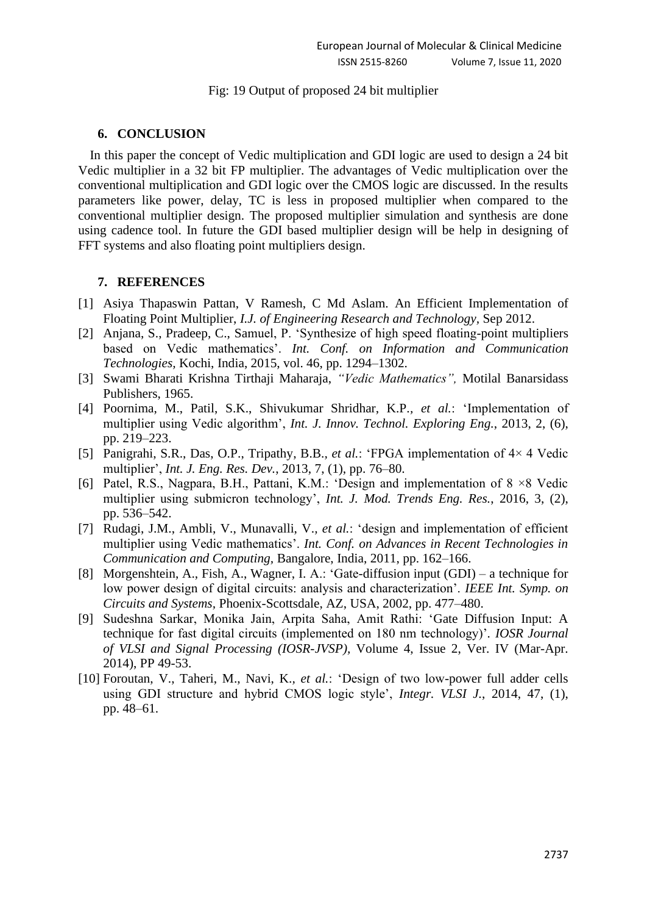Fig: 19 Output of proposed 24 bit multiplier

## 6. CONCLUSION

In this paper the concept of Vedic multiplication and GDI logic are used to design a 24 bit Vedic multiplier in a 32 bit FP multiplier. The advantages of Vedic multiplication over the conventional multiplication and GDI logic over the CMOS logic are discussed. In the results parameters like power, delay, TC is less in proposed multiplier when compared to the conventional multiplier design. The proposed multiplier simulation and synthesis are done using cadence tool. In future the GDI based multiplier design will be help in designing of FFT systems and also floating point multipliers design.

## 7. REFERENCES

[1] Asiya Thapaswin Pattan, V Ramesh, C Md Aslam. An Efficient Implementation of Floating Point Multiplier, *I.J. of Engineering Research and Technology*, Sep 2012.

[2] Anjana, S., Pradeep, C., Samuel, P. 'Synthesize of high speed floating-point multipliers based on Vedic mathematics'. *Int. Conf. on Information and Communication Technologies*, Kochi, India, 2015, vol. 46, pp. 1294–1302.

[3] Swami Bharati Krishna Tirthaji Maharaja, *"Vedic Mathematics",* Motilal Banarsidass Publishers, 1965.

[4] Poornima, M., Patil, S.K., Shivukumar Shridhar, K.P., *et al.*: 'Implementation of multiplier using Vedic algorithm', *Int. J. Innov. Technol. Exploring Eng.*, 2013, 2, (6), pp. 219–223.

[5] Panigrahi, S.R., Das, O.P., Tripathy, B.B., *et al.*: 'FPGA implementation of 4× 4 Vedic multiplier', *Int. J. Eng. Res. Dev.*, 2013, 7, (1), pp. 76–80.

[6] Patel, R.S., Nagpara, B.H., Pattani, K.M.: 'Design and implementation of 8 ×8 Vedic multiplier using submicron technology', *Int. J. Mod. Trends Eng. Res.*, 2016, 3, (2), pp. 536–542.

[7] Rudagi, J.M., Ambli, V., Munavalli, V., *et al.*: 'design and implementation of efficient multiplier using Vedic mathematics'. *Int. Conf. on Advances in Recent Technologies in Communication and Computing*, Bangalore, India, 2011, pp. 162–166.

[8] Morgenshtein, A., Fish, A., Wagner, I. A.: 'Gate-diffusion input (GDI) – a technique for low power design of digital circuits: analysis and characterization'. *IEEE Int. Symp. on Circuits and Systems*, Phoenix-Scottsdale, AZ, USA, 2002, pp. 477–480.

[9] Sudeshna Sarkar, Monika Jain, Arpita Saha, Amit Rathi: 'Gate Diffusion Input: A technique for fast digital circuits (implemented on 180 nm technology)'. *IOSR Journal of VLSI and Signal Processing (IOSR-JVSP)*, Volume 4, Issue 2, Ver. IV (Mar-Apr. 2014), PP 49-53.

[10] Foroutan, V., Taheri, M., Navi, K., *et al.*: 'Design of two low-power full adder cells using GDI structure and hybrid CMOS logic style', *Integr. VLSI J.*, 2014, 47, (1), pp. 48–61.